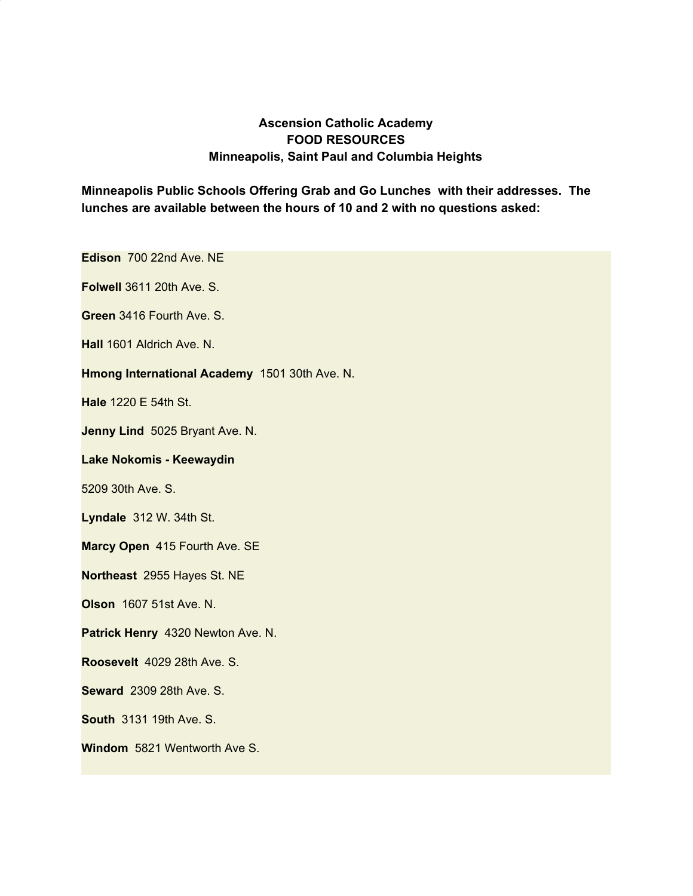**Ascension Catholic Academy**
**FOOD RESOURCES**
**Minneapolis, Saint Paul and Columbia Heights**

**Minneapolis Public Schools Offering Grab and Go Lunches with their addresses. The lunches are available between the hours of 10 and 2 with no questions asked:**

**Edison** 700 22nd Ave. NE

**Folwell** 3611 20th Ave. S.

**Green** 3416 Fourth Ave. S.

**Hall** 1601 Aldrich Ave. N.

**Hmong International Academy** 1501 30th Ave. N.

**Hale** 1220 E 54th St.

**Jenny Lind** 5025 Bryant Ave. N.

**Lake Nokomis - Keewaydin**

5209 30th Ave. S.

**Lyndale** 312 W. 34th St.

**Marcy Open** 415 Fourth Ave. SE

**Northeast** 2955 Hayes St. NE

**Olson** 1607 51st Ave. N.

**Patrick Henry** 4320 Newton Ave. N.

**Roosevelt** 4029 28th Ave. S.

**Seward** 2309 28th Ave. S.

**South** 3131 19th Ave. S.

**Windom** 5821 Wentworth Ave S.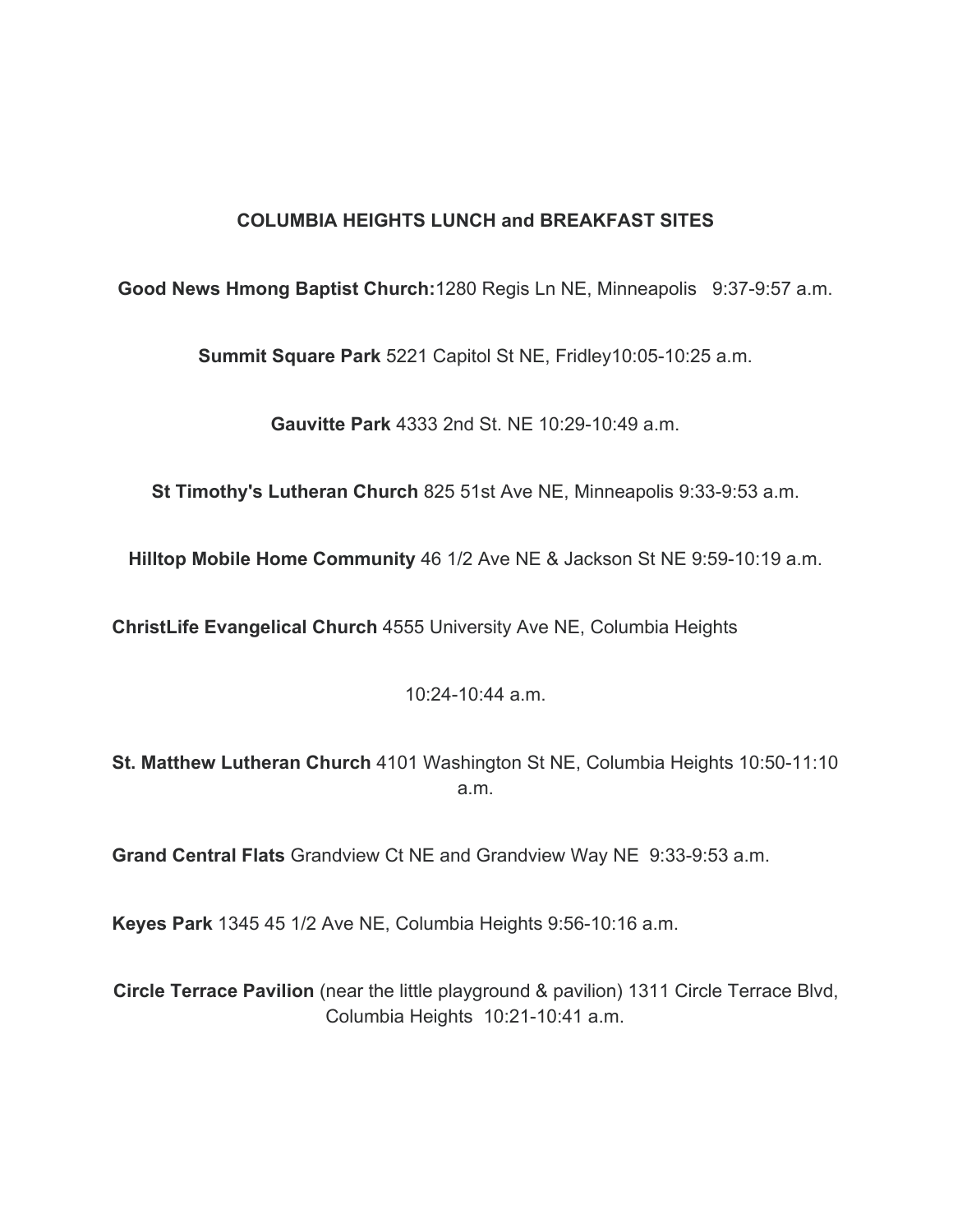**COLUMBIA HEIGHTS LUNCH and BREAKFAST SITES**

**Good News Hmong Baptist Church:**1280 Regis Ln NE, Minneapolis 9:37-9:57 a.m.

**Summit Square Park** 5221 Capitol St NE, Fridley10:05-10:25 a.m.

**Gauvitte Park** 4333 2nd St. NE 10:29-10:49 a.m.

**St Timothy's Lutheran Church** 825 51st Ave NE, Minneapolis 9:33-9:53 a.m.

**Hilltop Mobile Home Community** 46 1/2 Ave NE & Jackson St NE 9:59-10:19 a.m.

**ChristLife Evangelical Church** 4555 University Ave NE, Columbia Heights

10:24-10:44 a.m.

**St. Matthew Lutheran Church** 4101 Washington St NE, Columbia Heights 10:50-11:10 a.m.

**Grand Central Flats** Grandview Ct NE and Grandview Way NE 9:33-9:53 a.m.

**Keyes Park** 1345 45 1/2 Ave NE, Columbia Heights 9:56-10:16 a.m.

**Circle Terrace Pavilion** (near the little playground & pavilion) 1311 Circle Terrace Blvd, Columbia Heights 10:21-10:41 a.m.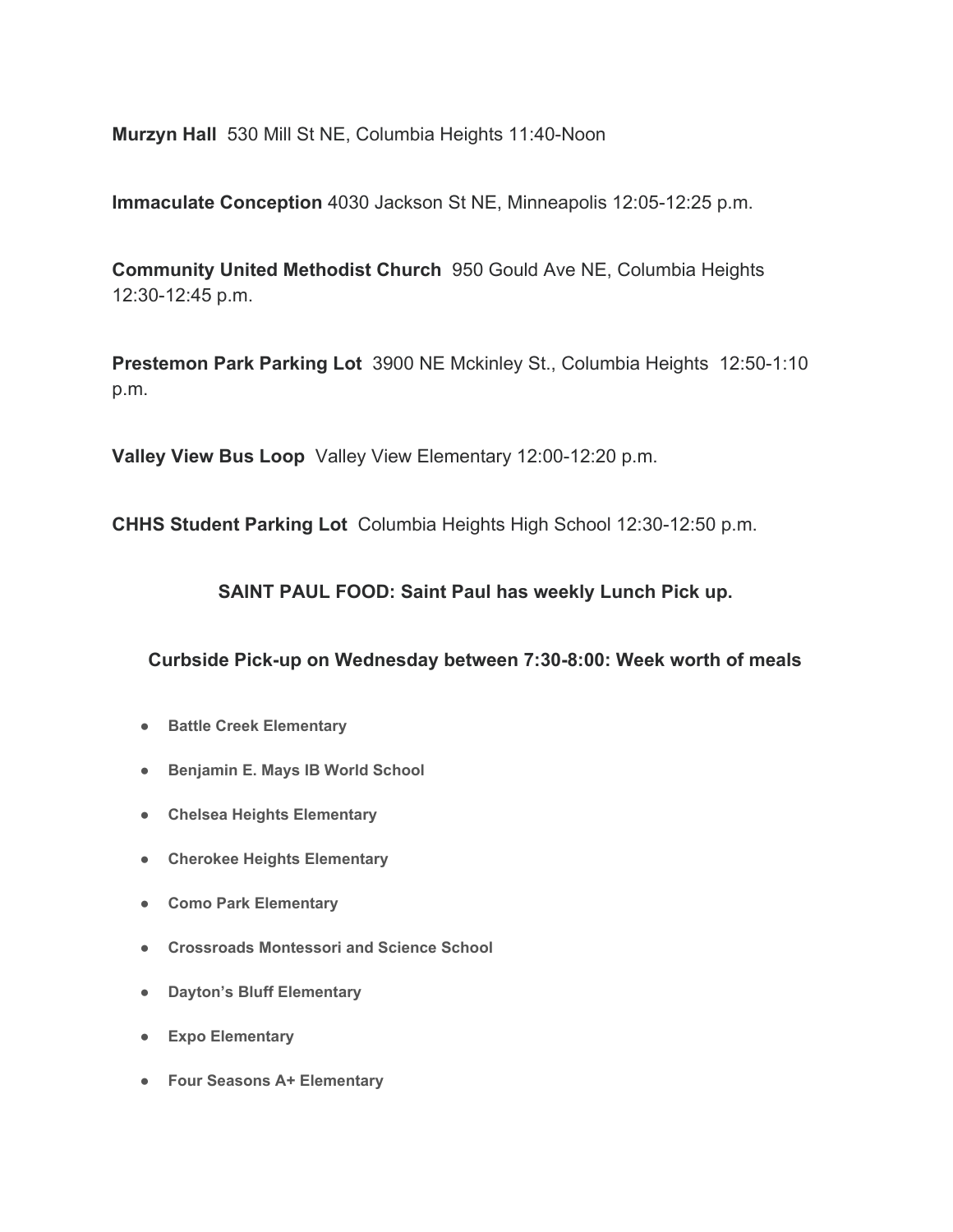**Murzyn Hall** 530 Mill St NE, Columbia Heights 11:40-Noon

**Immaculate Conception** 4030 Jackson St NE, Minneapolis 12:05-12:25 p.m.

**Community United Methodist Church** 950 Gould Ave NE, Columbia Heights 12:30-12:45 p.m.

**Prestemon Park Parking Lot** 3900 NE Mckinley St., Columbia Heights 12:50-1:10 p.m.

**Valley View Bus Loop** Valley View Elementary 12:00-12:20 p.m.

**CHHS Student Parking Lot** Columbia Heights High School 12:30-12:50 p.m.

**SAINT PAUL FOOD: Saint Paul has weekly Lunch Pick up.**

**Curbside Pick-up on Wednesday between 7:30-8:00: Week worth of meals**

- **Battle Creek Elementary**
- **Benjamin E. Mays IB World School**
- **Chelsea Heights Elementary**
- **Cherokee Heights Elementary**
- **Como Park Elementary**
- **Crossroads Montessori and Science School**
- **Dayton's Bluff Elementary**
- **Expo Elementary**
- **Four Seasons A+ Elementary**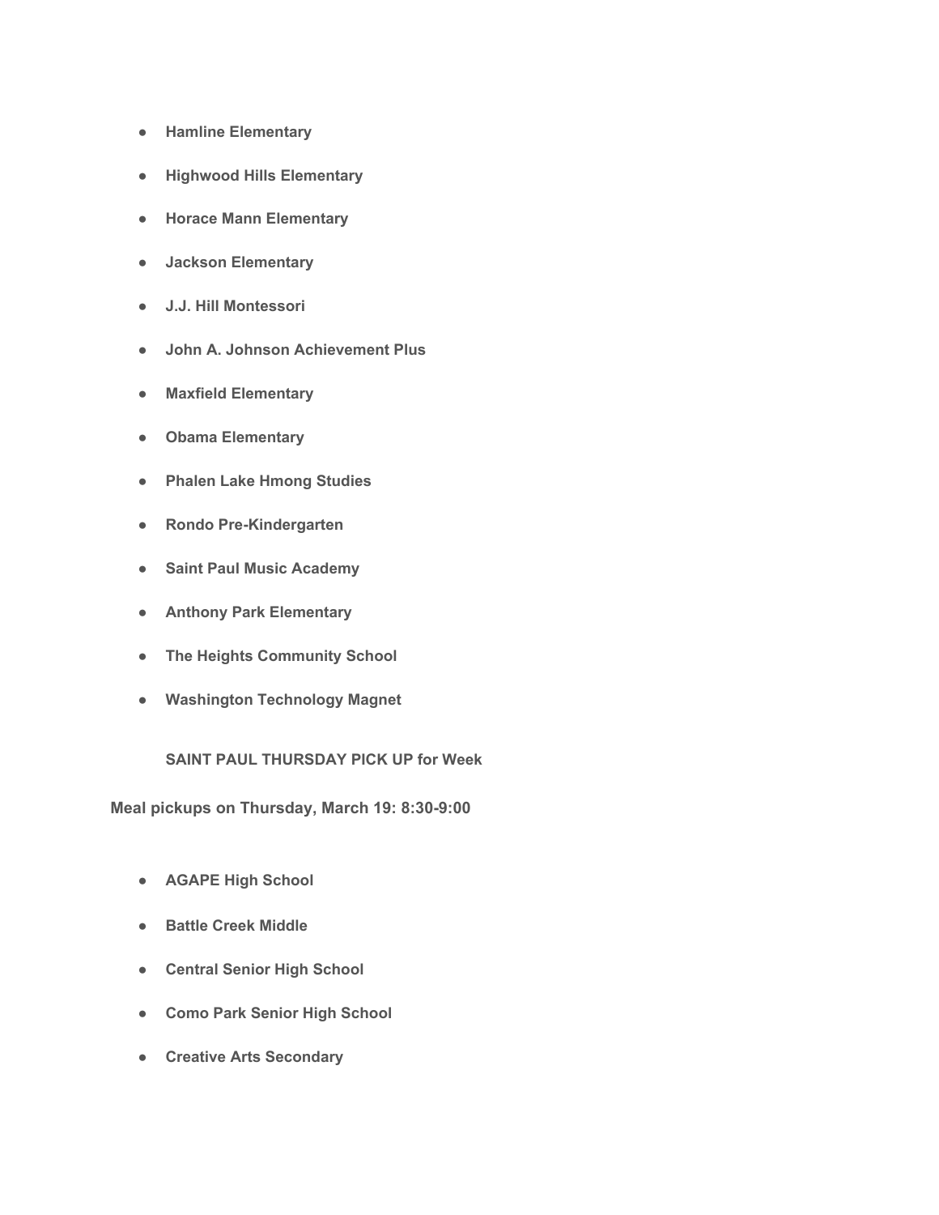- **Hamline Elementary**
- **Highwood Hills Elementary**
- **Horace Mann Elementary**
- **Jackson Elementary**
- **J.J. Hill Montessori**
- **John A. Johnson Achievement Plus**
- **Maxfield Elementary**
- **Obama Elementary**
- **Phalen Lake Hmong Studies**
- **Rondo Pre-Kindergarten**
- **Saint Paul Music Academy**
- **Anthony Park Elementary**
- **The Heights Community School**
- **Washington Technology Magnet**

**SAINT PAUL THURSDAY PICK UP for Week**

**Meal pickups on Thursday, March 19: 8:30-9:00**

- **AGAPE High School**
- **Battle Creek Middle**
- **Central Senior High School**
- **Como Park Senior High School**
- **Creative Arts Secondary**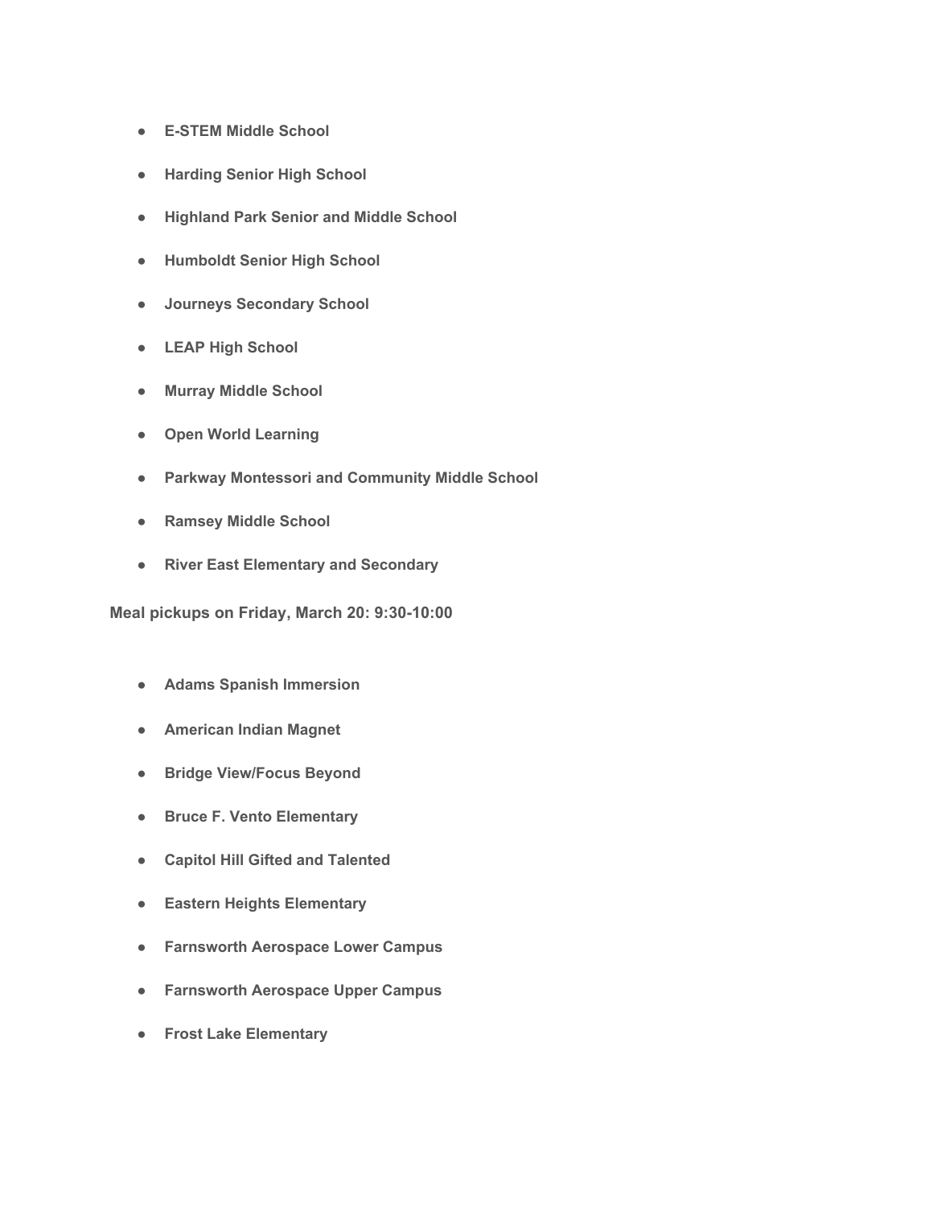- **E-STEM Middle School**
- **Harding Senior High School**
- **Highland Park Senior and Middle School**
- **Humboldt Senior High School**
- **Journeys Secondary School**
- **LEAP High School**
- **Murray Middle School**
- **Open World Learning**
- **Parkway Montessori and Community Middle School**
- **Ramsey Middle School**
- **River East Elementary and Secondary**

**Meal pickups on Friday, March 20: 9:30-10:00**

- **Adams Spanish Immersion**
- **American Indian Magnet**
- **Bridge View/Focus Beyond**
- **Bruce F. Vento Elementary**
- **Capitol Hill Gifted and Talented**
- **Eastern Heights Elementary**
- **Farnsworth Aerospace Lower Campus**
- **Farnsworth Aerospace Upper Campus**
- **Frost Lake Elementary**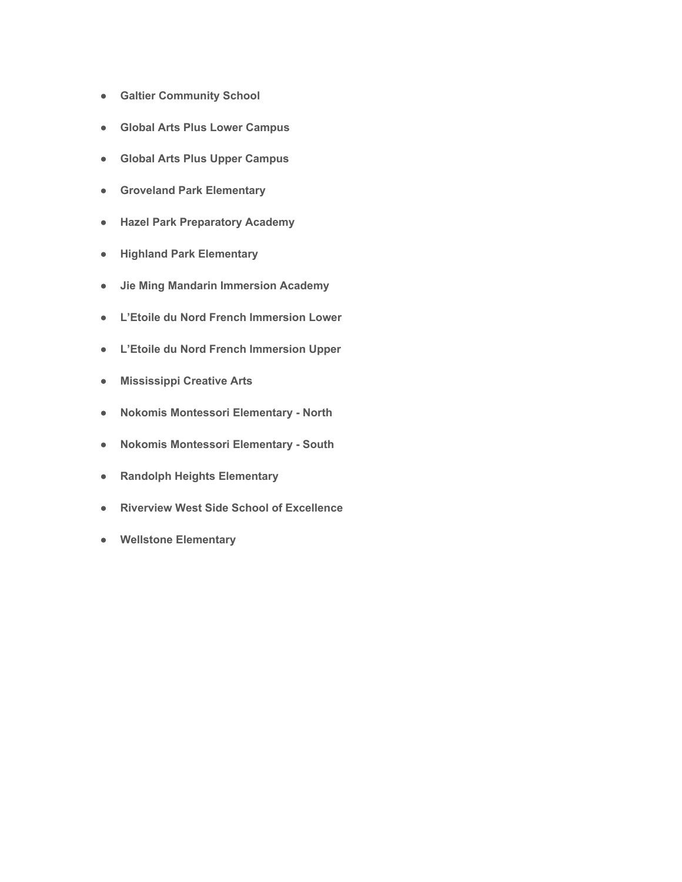- **Galtier Community School**
- **Global Arts Plus Lower Campus**
- **Global Arts Plus Upper Campus**
- **Groveland Park Elementary**
- **Hazel Park Preparatory Academy**
- **Highland Park Elementary**
- **Jie Ming Mandarin Immersion Academy**
- **L'Etoile du Nord French Immersion Lower**
- **L'Etoile du Nord French Immersion Upper**
- **Mississippi Creative Arts**
- **Nokomis Montessori Elementary - North**
- **Nokomis Montessori Elementary - South**
- **Randolph Heights Elementary**
- **Riverview West Side School of Excellence**
- **Wellstone Elementary**